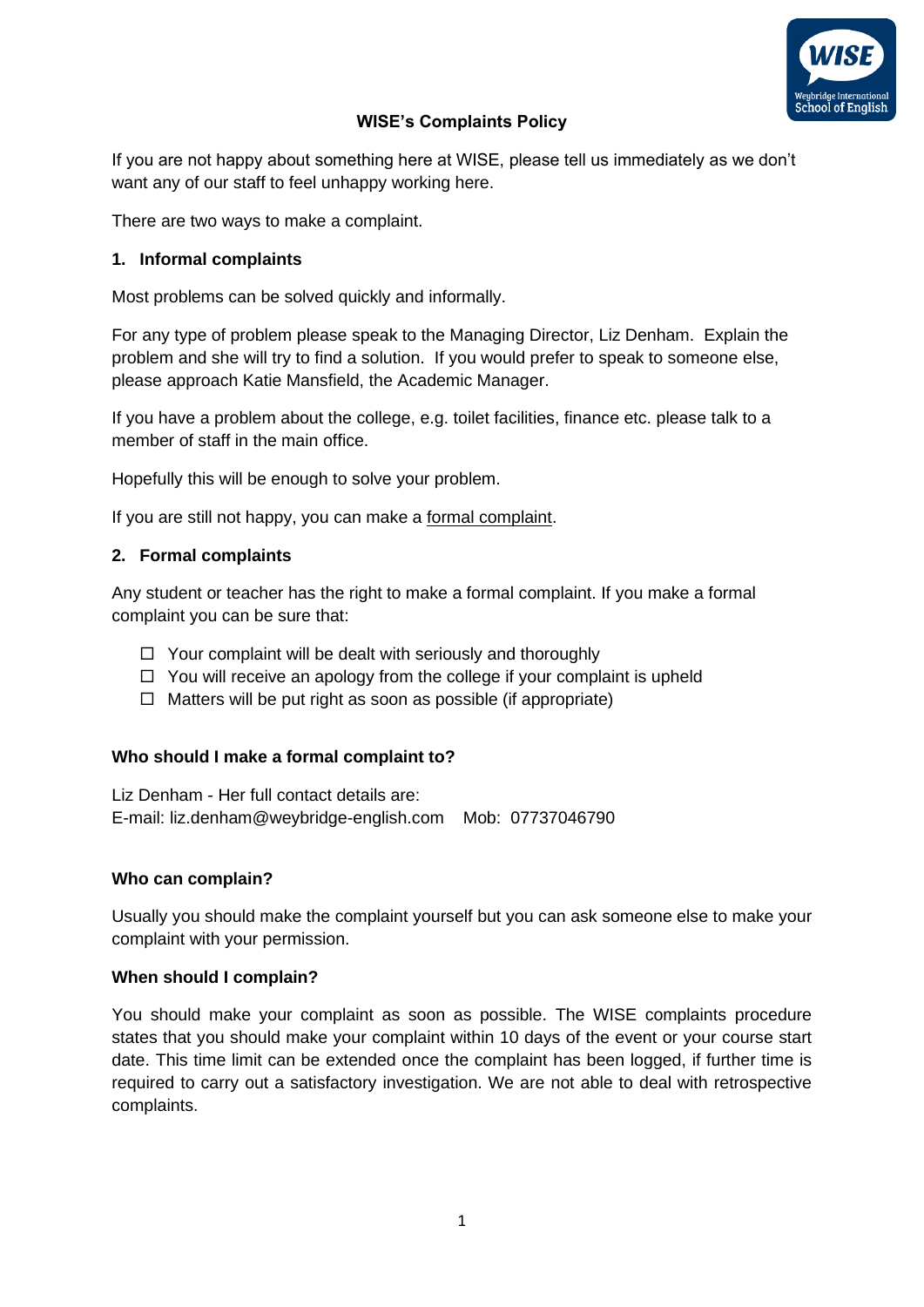# WISE's Complaints Policy

If you are not happy about something here at WISE, please tell us immediately as we don't want any of our staff to feel unhappy working here.

There are two ways to make a complaint.

## 1. Informal complaints

Most problems can be solved quickly and informally.

For any type of problem please speak to the Managing Director, Liz Denham. Explain the problem and she will try to find a solution. If you would prefer to speak to someone else, please approach Katie Mansfield, the Academic Manager.

If you have a problem about the college, e.g. toilet facilities, finance etc. please talk to a member of staff in the main office.

Hopefully this will be enough to solve your problem.

If you are still not happy, you can make a formal complaint.

## 2. Formal complaints

Any student or teacher has the right to make a formal complaint. If you make a formal complaint you can be sure that:

- ☐ Your complaint will be dealt with seriously and thoroughly
- ☐ You will receive an apology from the college if your complaint is upheld
- ☐ Matters will be put right as soon as possible (if appropriate)

### Who should I make a formal complaint to?

Liz Denham - Her full contact details are:
E-mail: liz.denham@weybridge-english.com    Mob: 07737046790

### Who can complain?

Usually you should make the complaint yourself but you can ask someone else to make your complaint with your permission.

### When should I complain?

You should make your complaint as soon as possible. The WISE complaints procedure states that you should make your complaint within 10 days of the event or your course start date. This time limit can be extended once the complaint has been logged, if further time is required to carry out a satisfactory investigation. We are not able to deal with retrospective complaints.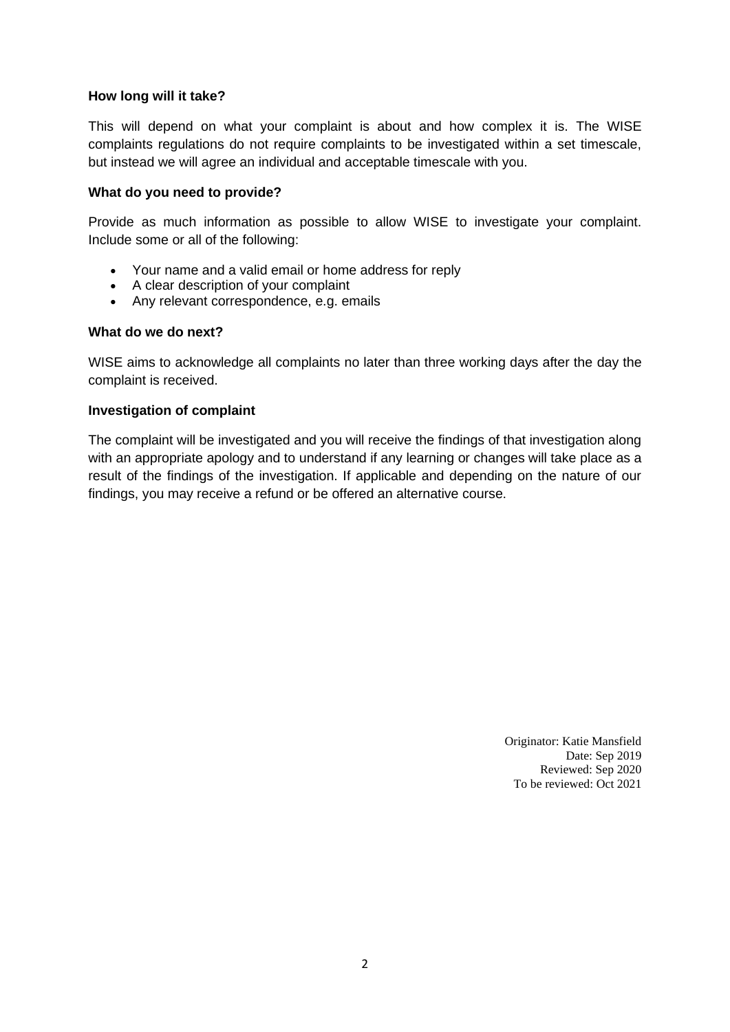**How long will it take?**

This will depend on what your complaint is about and how complex it is. The WISE complaints regulations do not require complaints to be investigated within a set timescale, but instead we will agree an individual and acceptable timescale with you.

**What do you need to provide?**

Provide as much information as possible to allow WISE to investigate your complaint. Include some or all of the following:

- Your name and a valid email or home address for reply
- A clear description of your complaint
- Any relevant correspondence, e.g. emails

**What do we do next?**

WISE aims to acknowledge all complaints no later than three working days after the day the complaint is received.

**Investigation of complaint**

The complaint will be investigated and you will receive the findings of that investigation along with an appropriate apology and to understand if any learning or changes will take place as a result of the findings of the investigation. If applicable and depending on the nature of our findings, you may receive a refund or be offered an alternative course.

Originator: Katie Mansfield
Date: Sep 2019
Reviewed: Sep 2020
To be reviewed: Oct 2021